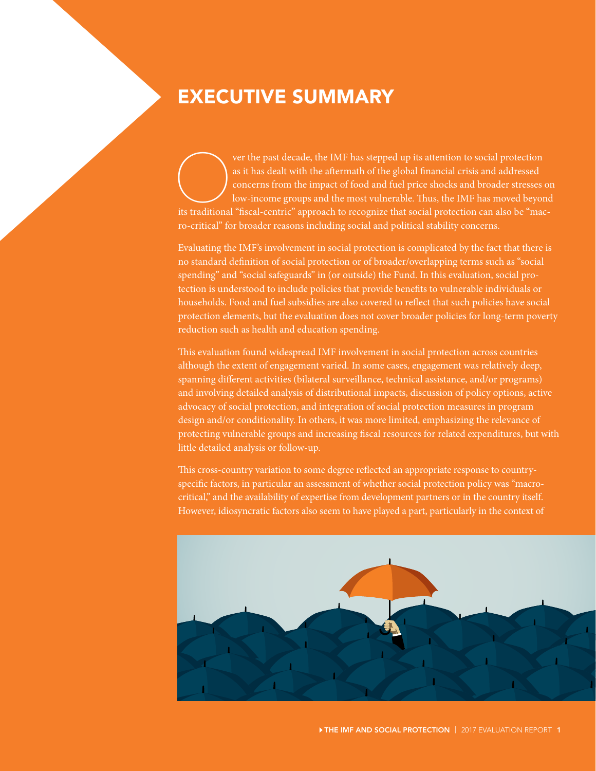# EXECUTIVE SUMMARY

Over the past decade, the IMF has stepped up its attention to social protection as it has dealt with the aftermath of the global financial crisis and addressed concerns from the impact of food and fuel price shocks and broader stresses on low-income groups and the most vulnerable. Thus, the IMF has moved beyond its traditional "fiscal-centric" approach to recognize that social protection can also be "macro-critical" for broader reasons including social and political stability concerns.

Evaluating the IMF's involvement in social protection is complicated by the fact that there is no standard definition of social protection or of broader/overlapping terms such as "social spending" and "social safeguards" in (or outside) the Fund. In this evaluation, social protection is understood to include policies that provide benefits to vulnerable individuals or households. Food and fuel subsidies are also covered to reflect that such policies have social protection elements, but the evaluation does not cover broader policies for long-term poverty reduction such as health and education spending.

This evaluation found widespread IMF involvement in social protection across countries although the extent of engagement varied. In some cases, engagement was relatively deep, spanning different activities (bilateral surveillance, technical assistance, and/or programs) and involving detailed analysis of distributional impacts, discussion of policy options, active advocacy of social protection, and integration of social protection measures in program design and/or conditionality. In others, it was more limited, emphasizing the relevance of protecting vulnerable groups and increasing fiscal resources for related expenditures, but with little detailed analysis or follow-up.

This cross-country variation to some degree reflected an appropriate response to country-specific factors, in particular an assessment of whether social protection policy was "macro-critical," and the availability of expertise from development partners or in the country itself. However, idiosyncratic factors also seem to have played a part, particularly in the context of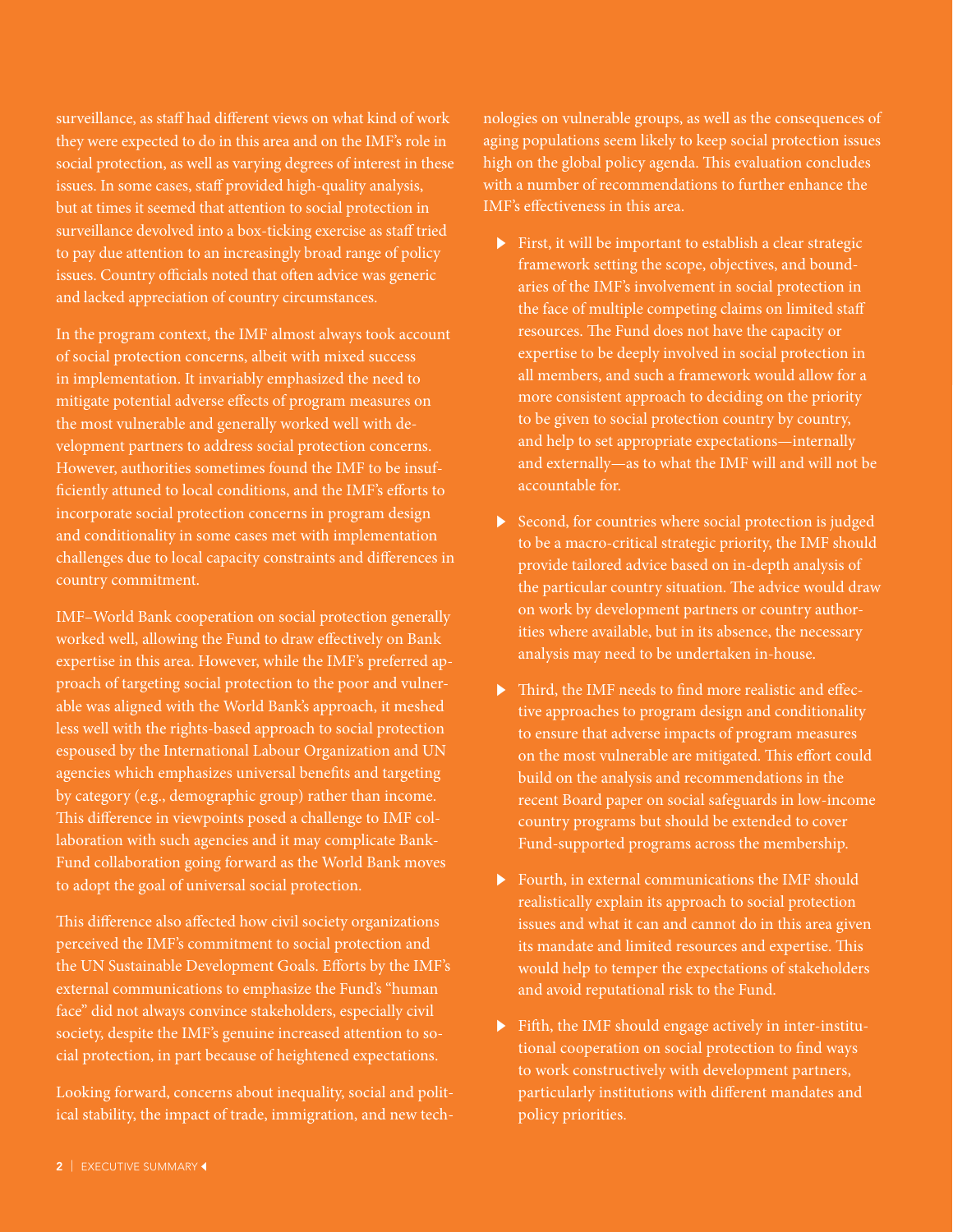surveillance, as staff had different views on what kind of work they were expected to do in this area and on the IMF's role in social protection, as well as varying degrees of interest in these issues. In some cases, staff provided high-quality analysis, but at times it seemed that attention to social protection in surveillance devolved into a box-ticking exercise as staff tried to pay due attention to an increasingly broad range of policy issues. Country officials noted that often advice was generic and lacked appreciation of country circumstances.

In the program context, the IMF almost always took account of social protection concerns, albeit with mixed success in implementation. It invariably emphasized the need to mitigate potential adverse effects of program measures on the most vulnerable and generally worked well with development partners to address social protection concerns. However, authorities sometimes found the IMF to be insufficiently attuned to local conditions, and the IMF's efforts to incorporate social protection concerns in program design and conditionality in some cases met with implementation challenges due to local capacity constraints and differences in country commitment.

IMF–World Bank cooperation on social protection generally worked well, allowing the Fund to draw effectively on Bank expertise in this area. However, while the IMF's preferred approach of targeting social protection to the poor and vulnerable was aligned with the World Bank's approach, it meshed less well with the rights-based approach to social protection espoused by the International Labour Organization and UN agencies which emphasizes universal benefits and targeting by category (e.g., demographic group) rather than income. This difference in viewpoints posed a challenge to IMF collaboration with such agencies and it may complicate Bank-Fund collaboration going forward as the World Bank moves to adopt the goal of universal social protection.

This difference also affected how civil society organizations perceived the IMF's commitment to social protection and the UN Sustainable Development Goals. Efforts by the IMF's external communications to emphasize the Fund's "human face" did not always convince stakeholders, especially civil society, despite the IMF's genuine increased attention to social protection, in part because of heightened expectations.

Looking forward, concerns about inequality, social and political stability, the impact of trade, immigration, and new technologies on vulnerable groups, as well as the consequences of aging populations seem likely to keep social protection issues high on the global policy agenda. This evaluation concludes with a number of recommendations to further enhance the IMF's effectiveness in this area.

- First, it will be important to establish a clear strategic framework setting the scope, objectives, and boundaries of the IMF's involvement in social protection in the face of multiple competing claims on limited staff resources. The Fund does not have the capacity or expertise to be deeply involved in social protection in all members, and such a framework would allow for a more consistent approach to deciding on the priority to be given to social protection country by country, and help to set appropriate expectations—internally and externally—as to what the IMF will and will not be accountable for.
- Second, for countries where social protection is judged to be a macro-critical strategic priority, the IMF should provide tailored advice based on in-depth analysis of the particular country situation. The advice would draw on work by development partners or country authorities where available, but in its absence, the necessary analysis may need to be undertaken in-house.
- Third, the IMF needs to find more realistic and effective approaches to program design and conditionality to ensure that adverse impacts of program measures on the most vulnerable are mitigated. This effort could build on the analysis and recommendations in the recent Board paper on social safeguards in low-income country programs but should be extended to cover Fund-supported programs across the membership.
- Fourth, in external communications the IMF should realistically explain its approach to social protection issues and what it can and cannot do in this area given its mandate and limited resources and expertise. This would help to temper the expectations of stakeholders and avoid reputational risk to the Fund.
- Fifth, the IMF should engage actively in inter-institutional cooperation on social protection to find ways to work constructively with development partners, particularly institutions with different mandates and policy priorities.